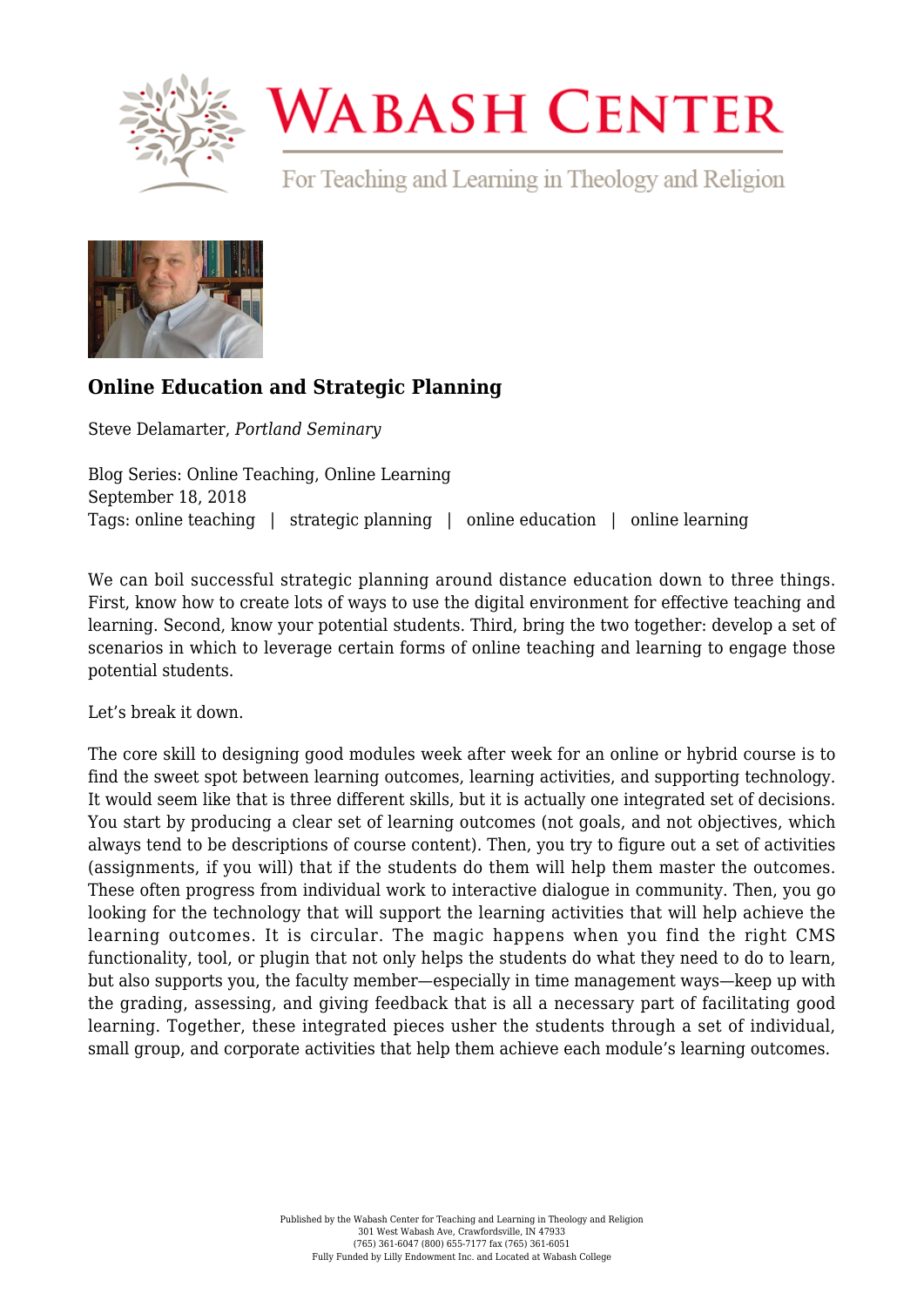# Online Education and Strategic Planning

Steve Delamarter, *Portland Seminary*

Blog Series: Online Teaching, Online Learning
September 18, 2018
Tags: online teaching | strategic planning | online education | online learning

We can boil successful strategic planning around distance education down to three things. First, know how to create lots of ways to use the digital environment for effective teaching and learning. Second, know your potential students. Third, bring the two together: develop a set of scenarios in which to leverage certain forms of online teaching and learning to engage those potential students.

Let's break it down.

The core skill to designing good modules week after week for an online or hybrid course is to find the sweet spot between learning outcomes, learning activities, and supporting technology. It would seem like that is three different skills, but it is actually one integrated set of decisions. You start by producing a clear set of learning outcomes (not goals, and not objectives, which always tend to be descriptions of course content). Then, you try to figure out a set of activities (assignments, if you will) that if the students do them will help them master the outcomes. These often progress from individual work to interactive dialogue in community. Then, you go looking for the technology that will support the learning activities that will help achieve the learning outcomes. It is circular. The magic happens when you find the right CMS functionality, tool, or plugin that not only helps the students do what they need to do to learn, but also supports you, the faculty member—especially in time management ways—keep up with the grading, assessing, and giving feedback that is all a necessary part of facilitating good learning. Together, these integrated pieces usher the students through a set of individual, small group, and corporate activities that help them achieve each module's learning outcomes.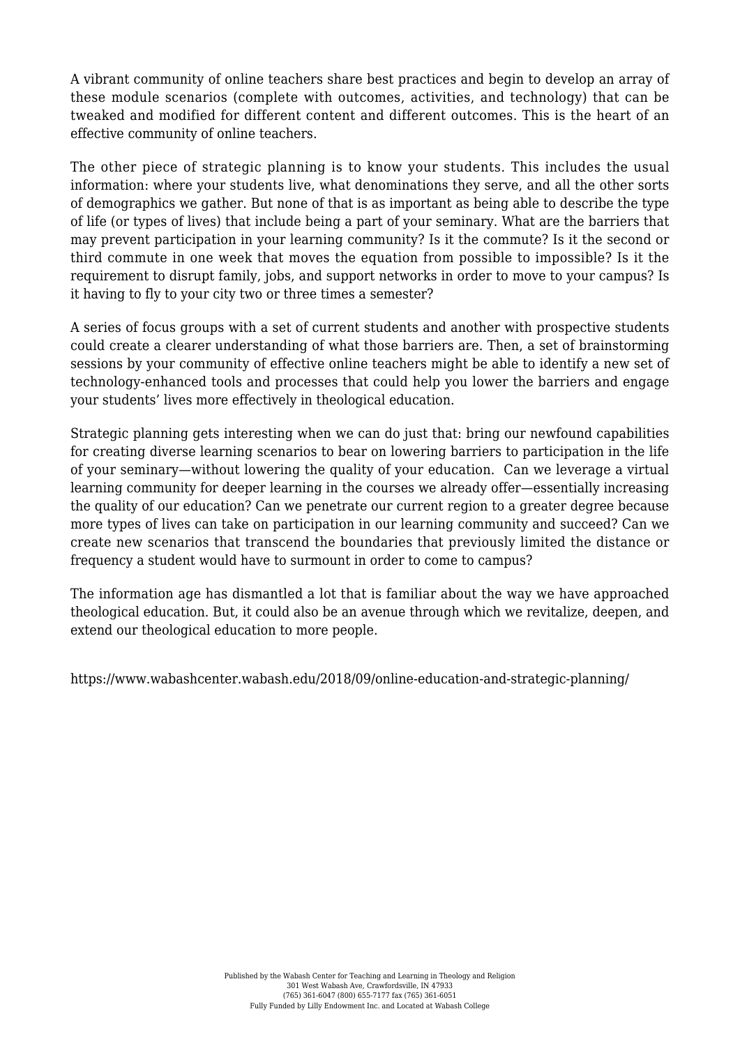A vibrant community of online teachers share best practices and begin to develop an array of these module scenarios (complete with outcomes, activities, and technology) that can be tweaked and modified for different content and different outcomes. This is the heart of an effective community of online teachers.

The other piece of strategic planning is to know your students. This includes the usual information: where your students live, what denominations they serve, and all the other sorts of demographics we gather. But none of that is as important as being able to describe the type of life (or types of lives) that include being a part of your seminary. What are the barriers that may prevent participation in your learning community? Is it the commute? Is it the second or third commute in one week that moves the equation from possible to impossible? Is it the requirement to disrupt family, jobs, and support networks in order to move to your campus? Is it having to fly to your city two or three times a semester?

A series of focus groups with a set of current students and another with prospective students could create a clearer understanding of what those barriers are. Then, a set of brainstorming sessions by your community of effective online teachers might be able to identify a new set of technology-enhanced tools and processes that could help you lower the barriers and engage your students' lives more effectively in theological education.

Strategic planning gets interesting when we can do just that: bring our newfound capabilities for creating diverse learning scenarios to bear on lowering barriers to participation in the life of your seminary—without lowering the quality of your education. Can we leverage a virtual learning community for deeper learning in the courses we already offer—essentially increasing the quality of our education? Can we penetrate our current region to a greater degree because more types of lives can take on participation in our learning community and succeed? Can we create new scenarios that transcend the boundaries that previously limited the distance or frequency a student would have to surmount in order to come to campus?

The information age has dismantled a lot that is familiar about the way we have approached theological education. But, it could also be an avenue through which we revitalize, deepen, and extend our theological education to more people.

https://www.wabashcenter.wabash.edu/2018/09/online-education-and-strategic-planning/